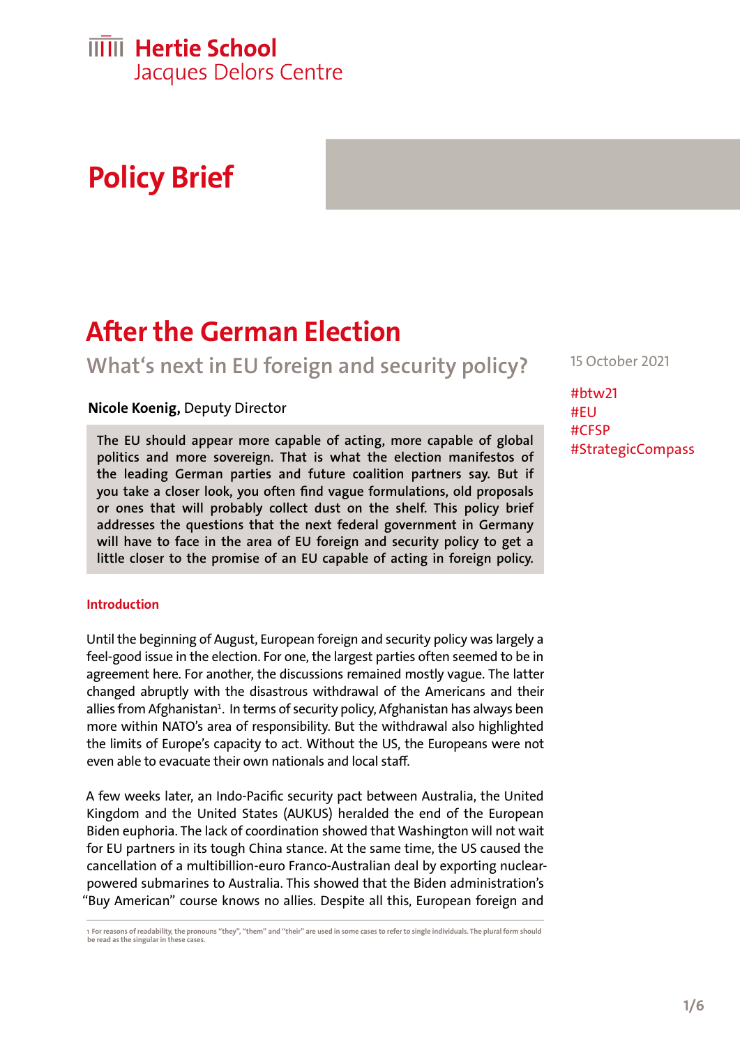Hertie School
Jacques Delors Centre

# Policy Brief

# After the German Election

## What's next in EU foreign and security policy?

15 October 2021

#btw21
#EU
#CFSP
#StrategicCompass

**Nicole Koenig,** Deputy Director

**The EU should appear more capable of acting, more capable of global politics and more sovereign. That is what the election manifestos of the leading German parties and future coalition partners say. But if you take a closer look, you often find vague formulations, old proposals or ones that will probably collect dust on the shelf. This policy brief addresses the questions that the next federal government in Germany will have to face in the area of EU foreign and security policy to get a little closer to the promise of an EU capable of acting in foreign policy.**

### Introduction

Until the beginning of August, European foreign and security policy was largely a feel-good issue in the election. For one, the largest parties often seemed to be in agreement here. For another, the discussions remained mostly vague. The latter changed abruptly with the disastrous withdrawal of the Americans and their allies from Afghanistan[1]. In terms of security policy, Afghanistan has always been more within NATO's area of responsibility. But the withdrawal also highlighted the limits of Europe's capacity to act. Without the US, the Europeans were not even able to evacuate their own nationals and local staff.

A few weeks later, an Indo-Pacific security pact between Australia, the United Kingdom and the United States (AUKUS) heralded the end of the European Biden euphoria. The lack of coordination showed that Washington will not wait for EU partners in its tough China stance. At the same time, the US caused the cancellation of a multibillion-euro Franco-Australian deal by exporting nuclear-powered submarines to Australia. This showed that the Biden administration's "Buy American" course knows no allies. Despite all this, European foreign and

[1] For reasons of readability, the pronouns "they", "them" and "their" are used in some cases to refer to single individuals. The plural form should be read as the singular in these cases.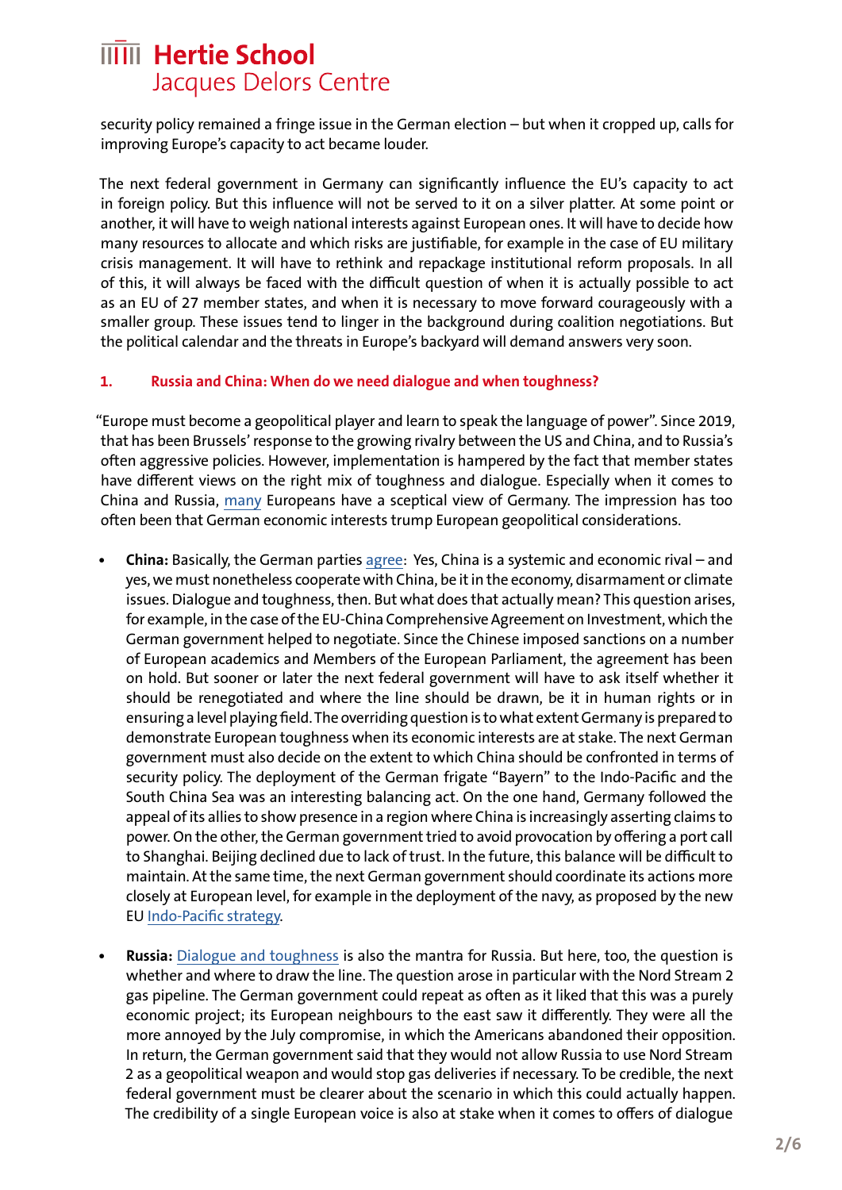security policy remained a fringe issue in the German election – but when it cropped up, calls for improving Europe's capacity to act became louder.

The next federal government in Germany can significantly influence the EU's capacity to act in foreign policy. But this influence will not be served to it on a silver platter. At some point or another, it will have to weigh national interests against European ones. It will have to decide how many resources to allocate and which risks are justifiable, for example in the case of EU military crisis management. It will have to rethink and repackage institutional reform proposals. In all of this, it will always be faced with the difficult question of when it is actually possible to act as an EU of 27 member states, and when it is necessary to move forward courageously with a smaller group. These issues tend to linger in the background during coalition negotiations. But the political calendar and the threats in Europe's backyard will demand answers very soon.

### 1. Russia and China: When do we need dialogue and when toughness?

"Europe must become a geopolitical player and learn to speak the language of power". Since 2019, that has been Brussels' response to the growing rivalry between the US and China, and to Russia's often aggressive policies. However, implementation is hampered by the fact that member states have different views on the right mix of toughness and dialogue. Especially when it comes to China and Russia, many Europeans have a sceptical view of Germany. The impression has too often been that German economic interests trump European geopolitical considerations.

- **China:** Basically, the German parties agree: Yes, China is a systemic and economic rival – and yes, we must nonetheless cooperate with China, be it in the economy, disarmament or climate issues. Dialogue and toughness, then. But what does that actually mean? This question arises, for example, in the case of the EU-China Comprehensive Agreement on Investment, which the German government helped to negotiate. Since the Chinese imposed sanctions on a number of European academics and Members of the European Parliament, the agreement has been on hold. But sooner or later the next federal government will have to ask itself whether it should be renegotiated and where the line should be drawn, be it in human rights or in ensuring a level playing field. The overriding question is to what extent Germany is prepared to demonstrate European toughness when its economic interests are at stake. The next German government must also decide on the extent to which China should be confronted in terms of security policy. The deployment of the German frigate "Bayern" to the Indo-Pacific and the South China Sea was an interesting balancing act. On the one hand, Germany followed the appeal of its allies to show presence in a region where China is increasingly asserting claims to power. On the other, the German government tried to avoid provocation by offering a port call to Shanghai. Beijing declined due to lack of trust. In the future, this balance will be difficult to maintain. At the same time, the next German government should coordinate its actions more closely at European level, for example in the deployment of the navy, as proposed by the new EU Indo-Pacific strategy.

- **Russia:** Dialogue and toughness is also the mantra for Russia. But here, too, the question is whether and where to draw the line. The question arose in particular with the Nord Stream 2 gas pipeline. The German government could repeat as often as it liked that this was a purely economic project; its European neighbours to the east saw it differently. They were all the more annoyed by the July compromise, in which the Americans abandoned their opposition. In return, the German government said that they would not allow Russia to use Nord Stream 2 as a geopolitical weapon and would stop gas deliveries if necessary. To be credible, the next federal government must be clearer about the scenario in which this could actually happen. The credibility of a single European voice is also at stake when it comes to offers of dialogue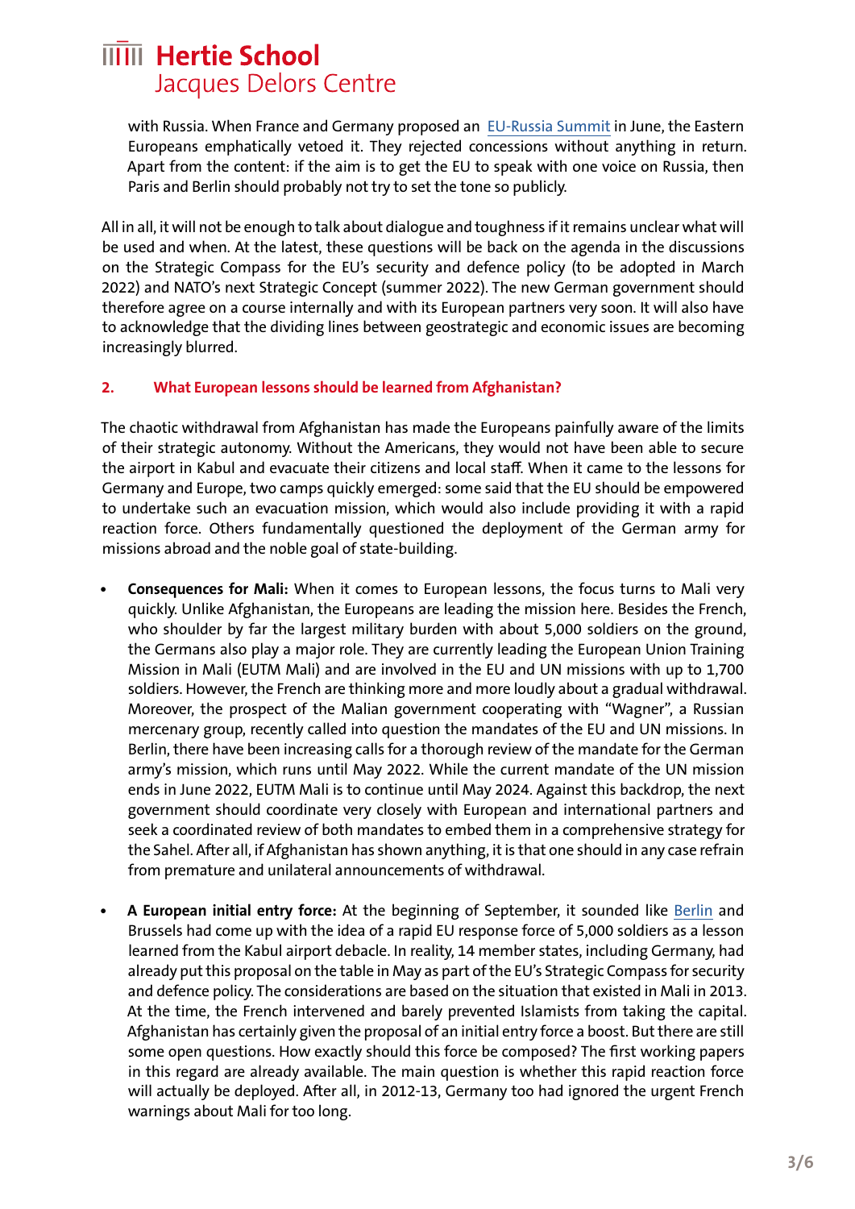with Russia. When France and Germany proposed an EU-Russia Summit in June, the Eastern Europeans emphatically vetoed it. They rejected concessions without anything in return. Apart from the content: if the aim is to get the EU to speak with one voice on Russia, then Paris and Berlin should probably not try to set the tone so publicly.

All in all, it will not be enough to talk about dialogue and toughness if it remains unclear what will be used and when. At the latest, these questions will be back on the agenda in the discussions on the Strategic Compass for the EU's security and defence policy (to be adopted in March 2022) and NATO's next Strategic Concept (summer 2022). The new German government should therefore agree on a course internally and with its European partners very soon. It will also have to acknowledge that the dividing lines between geostrategic and economic issues are becoming increasingly blurred.

## 2. What European lessons should be learned from Afghanistan?

The chaotic withdrawal from Afghanistan has made the Europeans painfully aware of the limits of their strategic autonomy. Without the Americans, they would not have been able to secure the airport in Kabul and evacuate their citizens and local staff. When it came to the lessons for Germany and Europe, two camps quickly emerged: some said that the EU should be empowered to undertake such an evacuation mission, which would also include providing it with a rapid reaction force. Others fundamentally questioned the deployment of the German army for missions abroad and the noble goal of state-building.

- **Consequences for Mali:** When it comes to European lessons, the focus turns to Mali very quickly. Unlike Afghanistan, the Europeans are leading the mission here. Besides the French, who shoulder by far the largest military burden with about 5,000 soldiers on the ground, the Germans also play a major role. They are currently leading the European Union Training Mission in Mali (EUTM Mali) and are involved in the EU and UN missions with up to 1,700 soldiers. However, the French are thinking more and more loudly about a gradual withdrawal. Moreover, the prospect of the Malian government cooperating with "Wagner", a Russian mercenary group, recently called into question the mandates of the EU and UN missions. In Berlin, there have been increasing calls for a thorough review of the mandate for the German army's mission, which runs until May 2022. While the current mandate of the UN mission ends in June 2022, EUTM Mali is to continue until May 2024. Against this backdrop, the next government should coordinate very closely with European and international partners and seek a coordinated review of both mandates to embed them in a comprehensive strategy for the Sahel. After all, if Afghanistan has shown anything, it is that one should in any case refrain from premature and unilateral announcements of withdrawal.

- **A European initial entry force:** At the beginning of September, it sounded like Berlin and Brussels had come up with the idea of a rapid EU response force of 5,000 soldiers as a lesson learned from the Kabul airport debacle. In reality, 14 member states, including Germany, had already put this proposal on the table in May as part of the EU's Strategic Compass for security and defence policy. The considerations are based on the situation that existed in Mali in 2013. At the time, the French intervened and barely prevented Islamists from taking the capital. Afghanistan has certainly given the proposal of an initial entry force a boost. But there are still some open questions. How exactly should this force be composed? The first working papers in this regard are already available. The main question is whether this rapid reaction force will actually be deployed. After all, in 2012-13, Germany too had ignored the urgent French warnings about Mali for too long.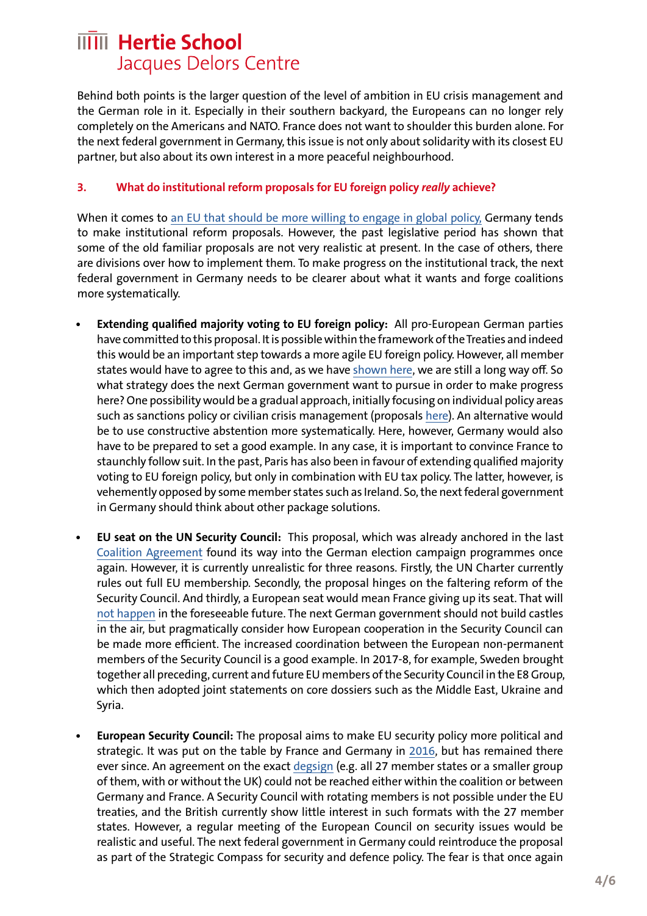Behind both points is the larger question of the level of ambition in EU crisis management and the German role in it. Especially in their southern backyard, the Europeans can no longer rely completely on the Americans and NATO. France does not want to shoulder this burden alone. For the next federal government in Germany, this issue is not only about solidarity with its closest EU partner, but also about its own interest in a more peaceful neighbourhood.

## 3. What do institutional reform proposals for EU foreign policy *really* achieve?

When it comes to an EU that should be more willing to engage in global policy, Germany tends to make institutional reform proposals. However, the past legislative period has shown that some of the old familiar proposals are not very realistic at present. In the case of others, there are divisions over how to implement them. To make progress on the institutional track, the next federal government in Germany needs to be clearer about what it wants and forge coalitions more systematically.

- **Extending qualified majority voting to EU foreign policy:** All pro-European German parties have committed to this proposal. It is possible within the framework of the Treaties and indeed this would be an important step towards a more agile EU foreign policy. However, all member states would have to agree to this and, as we have shown here, we are still a long way off. So what strategy does the next German government want to pursue in order to make progress here? One possibility would be a gradual approach, initially focusing on individual policy areas such as sanctions policy or civilian crisis management (proposals here). An alternative would be to use constructive abstention more systematically. Here, however, Germany would also have to be prepared to set a good example. In any case, it is important to convince France to staunchly follow suit. In the past, Paris has also been in favour of extending qualified majority voting to EU foreign policy, but only in combination with EU tax policy. The latter, however, is vehemently opposed by some member states such as Ireland. So, the next federal government in Germany should think about other package solutions.

- **EU seat on the UN Security Council:** This proposal, which was already anchored in the last Coalition Agreement found its way into the German election campaign programmes once again. However, it is currently unrealistic for three reasons. Firstly, the UN Charter currently rules out full EU membership. Secondly, the proposal hinges on the faltering reform of the Security Council. And thirdly, a European seat would mean France giving up its seat. That will not happen in the foreseeable future. The next German government should not build castles in the air, but pragmatically consider how European cooperation in the Security Council can be made more efficient. The increased coordination between the European non-permanent members of the Security Council is a good example. In 2017-8, for example, Sweden brought together all preceding, current and future EU members of the Security Council in the E8 Group, which then adopted joint statements on core dossiers such as the Middle East, Ukraine and Syria.

- **European Security Council:** The proposal aims to make EU security policy more political and strategic. It was put on the table by France and Germany in 2016, but has remained there ever since. An agreement on the exact degsign (e.g. all 27 member states or a smaller group of them, with or without the UK) could not be reached either within the coalition or between Germany and France. A Security Council with rotating members is not possible under the EU treaties, and the British currently show little interest in such formats with the 27 member states. However, a regular meeting of the European Council on security issues would be realistic and useful. The next federal government in Germany could reintroduce the proposal as part of the Strategic Compass for security and defence policy. The fear is that once again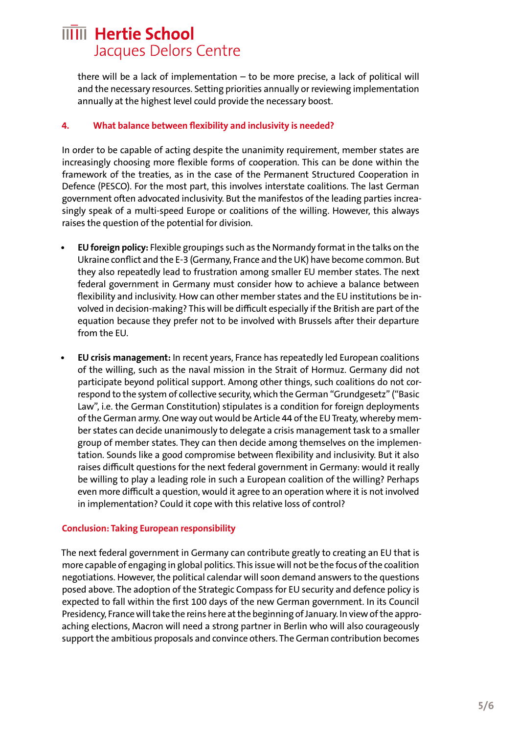there will be a lack of implementation – to be more precise, a lack of political will and the necessary resources. Setting priorities annually or reviewing implementation annually at the highest level could provide the necessary boost.

## 4. What balance between flexibility and inclusivity is needed?

In order to be capable of acting despite the unanimity requirement, member states are increasingly choosing more flexible forms of cooperation. This can be done within the framework of the treaties, as in the case of the Permanent Structured Cooperation in Defence (PESCO). For the most part, this involves interstate coalitions. The last German government often advocated inclusivity. But the manifestos of the leading parties increasingly speak of a multi-speed Europe or coalitions of the willing. However, this always raises the question of the potential for division.

- **EU foreign policy:** Flexible groupings such as the Normandy format in the talks on the Ukraine conflict and the E-3 (Germany, France and the UK) have become common. But they also repeatedly lead to frustration among smaller EU member states. The next federal government in Germany must consider how to achieve a balance between flexibility and inclusivity. How can other member states and the EU institutions be involved in decision-making? This will be difficult especially if the British are part of the equation because they prefer not to be involved with Brussels after their departure from the EU.

- **EU crisis management:** In recent years, France has repeatedly led European coalitions of the willing, such as the naval mission in the Strait of Hormuz. Germany did not participate beyond political support. Among other things, such coalitions do not correspond to the system of collective security, which the German "Grundgesetz" ("Basic Law", i.e. the German Constitution) stipulates is a condition for foreign deployments of the German army. One way out would be Article 44 of the EU Treaty, whereby member states can decide unanimously to delegate a crisis management task to a smaller group of member states. They can then decide among themselves on the implementation. Sounds like a good compromise between flexibility and inclusivity. But it also raises difficult questions for the next federal government in Germany: would it really be willing to play a leading role in such a European coalition of the willing? Perhaps even more difficult a question, would it agree to an operation where it is not involved in implementation? Could it cope with this relative loss of control?

## Conclusion: Taking European responsibility

The next federal government in Germany can contribute greatly to creating an EU that is more capable of engaging in global politics. This issue will not be the focus of the coalition negotiations. However, the political calendar will soon demand answers to the questions posed above. The adoption of the Strategic Compass for EU security and defence policy is expected to fall within the first 100 days of the new German government. In its Council Presidency, France will take the reins here at the beginning of January. In view of the approaching elections, Macron will need a strong partner in Berlin who will also courageously support the ambitious proposals and convince others. The German contribution becomes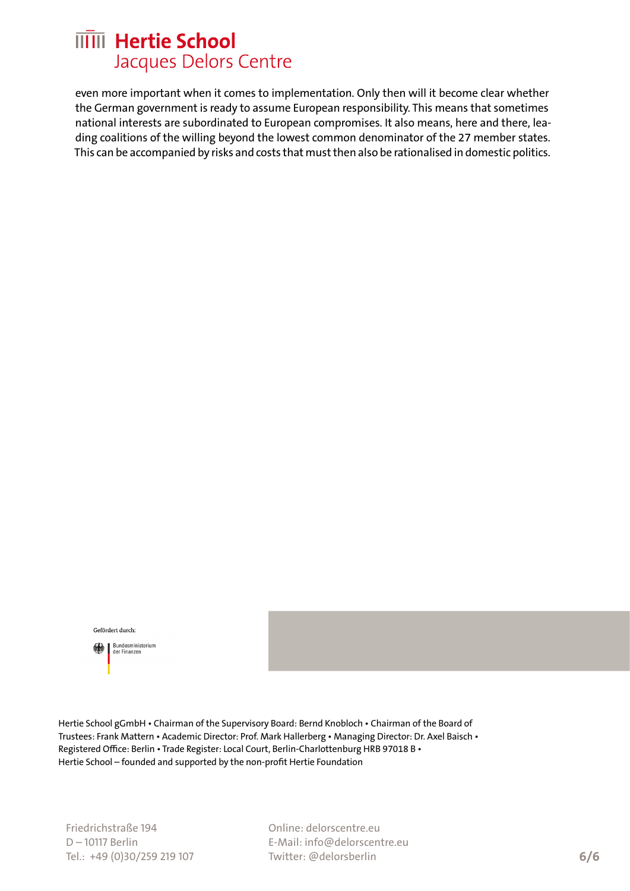even more important when it comes to implementation. Only then will it become clear whether the German government is ready to assume European responsibility. This means that sometimes national interests are subordinated to European compromises. It also means, here and there, leading coalitions of the willing beyond the lowest common denominator of the 27 member states. This can be accompanied by risks and costs that must then also be rationalised in domestic politics.

Gefördert durch:

Bundesministerium der Finanzen

Hertie School gGmbH • Chairman of the Supervisory Board: Bernd Knobloch • Chairman of the Board of Trustees: Frank Mattern • Academic Director: Prof. Mark Hallerberg • Managing Director: Dr. Axel Baisch • Registered Office: Berlin • Trade Register: Local Court, Berlin-Charlottenburg HRB 97018 B • Hertie School – founded and supported by the non-profit Hertie Foundation

Friedrichstraße 194
D – 10117 Berlin
Tel.: +49 (0)30/259 219 107

Online: delorscentre.eu
E-Mail: info@delorscentre.eu
Twitter: @delorsberlin